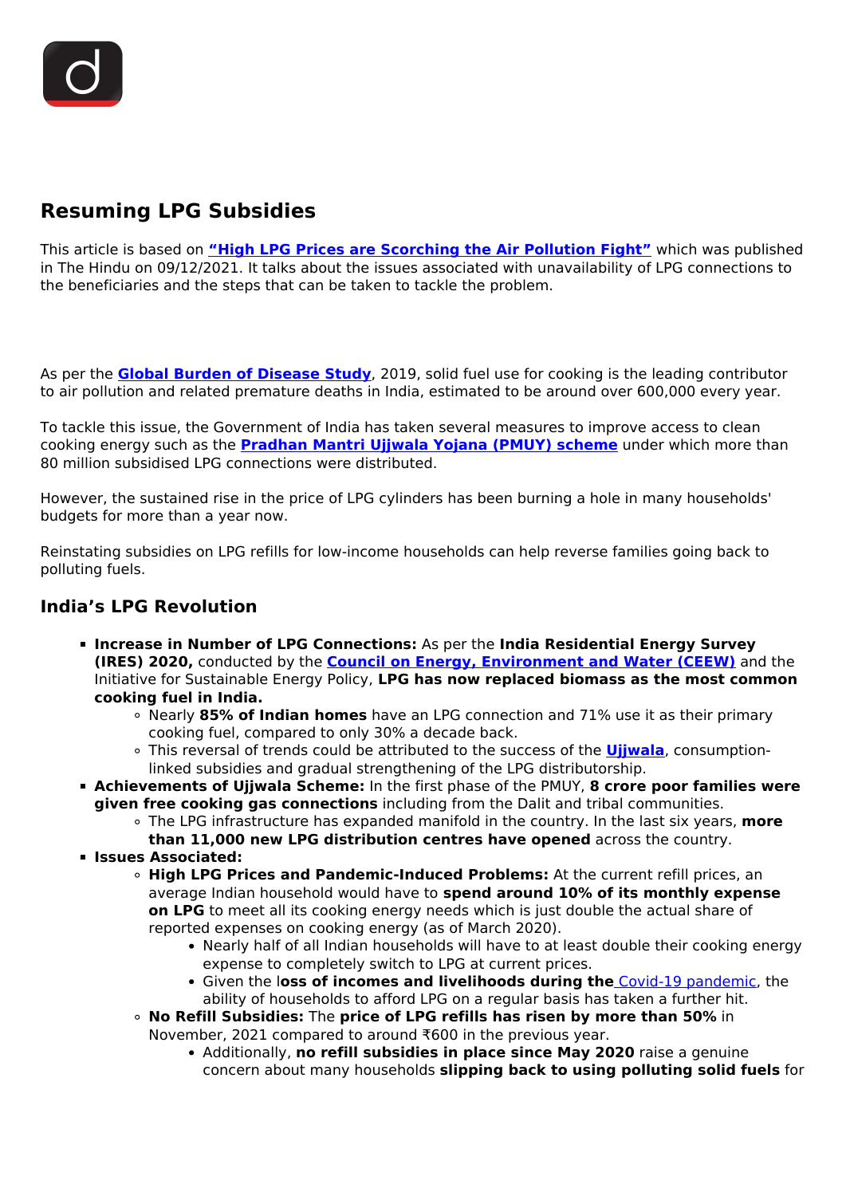# Resuming LPG Subsidies

This article is based on **"High LPG Prices are Scorching the Air Pollution Fight"** which was published in The Hindu on 09/12/2021. It talks about the issues associated with unavailability of LPG connections to the beneficiaries and the steps that can be taken to tackle the problem.

As per the **Global Burden of Disease Study**, 2019, solid fuel use for cooking is the leading contributor to air pollution and related premature deaths in India, estimated to be around over 600,000 every year.

To tackle this issue, the Government of India has taken several measures to improve access to clean cooking energy such as the **Pradhan Mantri Ujjwala Yojana (PMUY) scheme** under which more than 80 million subsidised LPG connections were distributed.

However, the sustained rise in the price of LPG cylinders has been burning a hole in many households' budgets for more than a year now.

Reinstating subsidies on LPG refills for low-income households can help reverse families going back to polluting fuels.

## India's LPG Revolution

- **Increase in Number of LPG Connections:** As per the **India Residential Energy Survey (IRES) 2020,** conducted by the **Council on Energy, Environment and Water (CEEW)** and the Initiative for Sustainable Energy Policy, **LPG has now replaced biomass as the most common cooking fuel in India.**
  - Nearly **85% of Indian homes** have an LPG connection and 71% use it as their primary cooking fuel, compared to only 30% a decade back.
  - This reversal of trends could be attributed to the success of the **Ujjwala**, consumption-linked subsidies and gradual strengthening of the LPG distributorship.
- **Achievements of Ujjwala Scheme:** In the first phase of the PMUY, **8 crore poor families were given free cooking gas connections** including from the Dalit and tribal communities.
  - The LPG infrastructure has expanded manifold in the country. In the last six years, **more than 11,000 new LPG distribution centres have opened** across the country.
- **Issues Associated:**
  - **High LPG Prices and Pandemic-Induced Problems:** At the current refill prices, an average Indian household would have to **spend around 10% of its monthly expense on LPG** to meet all its cooking energy needs which is just double the actual share of reported expenses on cooking energy (as of March 2020).
    - Nearly half of all Indian households will have to at least double their cooking energy expense to completely switch to LPG at current prices.
    - Given the l**oss of incomes and livelihoods during the** Covid-19 pandemic, the ability of households to afford LPG on a regular basis has taken a further hit.
  - **No Refill Subsidies:** The **price of LPG refills has risen by more than 50%** in November, 2021 compared to around ₹600 in the previous year.
    - Additionally, **no refill subsidies in place since May 2020** raise a genuine concern about many households **slipping back to using polluting solid fuels** for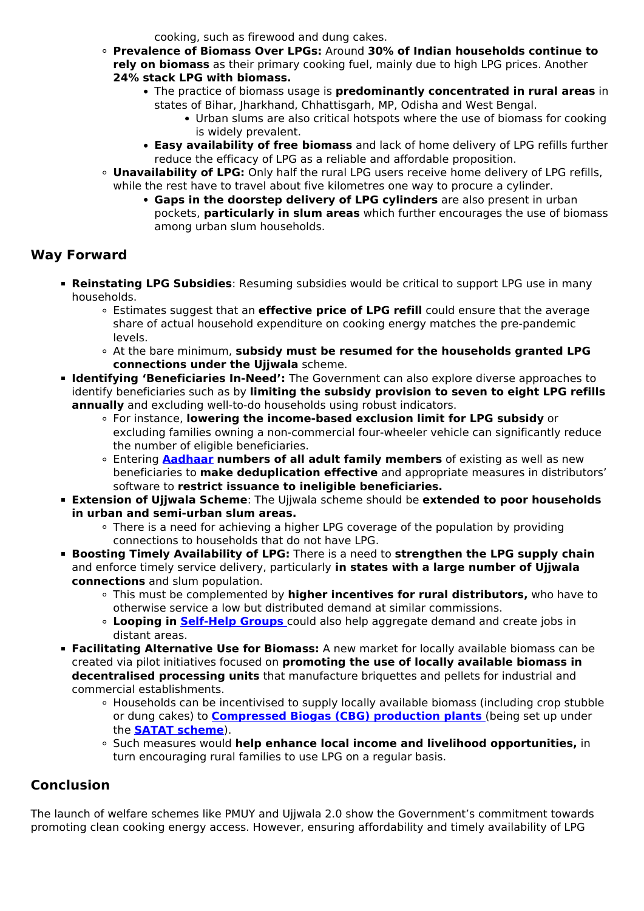cooking, such as firewood and dung cakes.

  - **Prevalence of Biomass Over LPGs:** Around **30% of Indian households continue to rely on biomass** as their primary cooking fuel, mainly due to high LPG prices. Another **24% stack LPG with biomass.**
    - The practice of biomass usage is **predominantly concentrated in rural areas** in states of Bihar, Jharkhand, Chhattisgarh, MP, Odisha and West Bengal.
      - Urban slums are also critical hotspots where the use of biomass for cooking is widely prevalent.
    - **Easy availability of free biomass** and lack of home delivery of LPG refills further reduce the efficacy of LPG as a reliable and affordable proposition.
  - **Unavailability of LPG:** Only half the rural LPG users receive home delivery of LPG refills, while the rest have to travel about five kilometres one way to procure a cylinder.
    - **Gaps in the doorstep delivery of LPG cylinders** are also present in urban pockets, **particularly in slum areas** which further encourages the use of biomass among urban slum households.

## Way Forward

- **Reinstating LPG Subsidies**: Resuming subsidies would be critical to support LPG use in many households.
  - Estimates suggest that an **effective price of LPG refill** could ensure that the average share of actual household expenditure on cooking energy matches the pre-pandemic levels.
  - At the bare minimum, **subsidy must be resumed for the households granted LPG connections under the Ujjwala** scheme.
- **Identifying 'Beneficiaries In-Need':** The Government can also explore diverse approaches to identify beneficiaries such as by **limiting the subsidy provision to seven to eight LPG refills annually** and excluding well-to-do households using robust indicators.
  - For instance, **lowering the income-based exclusion limit for LPG subsidy** or excluding families owning a non-commercial four-wheeler vehicle can significantly reduce the number of eligible beneficiaries.
  - Entering **Aadhaar numbers of all adult family members** of existing as well as new beneficiaries to **make deduplication effective** and appropriate measures in distributors' software to **restrict issuance to ineligible beneficiaries.**
- **Extension of Ujjwala Scheme**: The Ujjwala scheme should be **extended to poor households in urban and semi-urban slum areas.**
  - There is a need for achieving a higher LPG coverage of the population by providing connections to households that do not have LPG.
- **Boosting Timely Availability of LPG:** There is a need to **strengthen the LPG supply chain** and enforce timely service delivery, particularly **in states with a large number of Ujjwala connections** and slum population.
  - This must be complemented by **higher incentives for rural distributors,** who have to otherwise service a low but distributed demand at similar commissions.
  - **Looping in Self-Help Groups** could also help aggregate demand and create jobs in distant areas.
- **Facilitating Alternative Use for Biomass:** A new market for locally available biomass can be created via pilot initiatives focused on **promoting the use of locally available biomass in decentralised processing units** that manufacture briquettes and pellets for industrial and commercial establishments.
  - Households can be incentivised to supply locally available biomass (including crop stubble or dung cakes) to **Compressed Biogas (CBG) production plants** (being set up under the **SATAT scheme**).
  - Such measures would **help enhance local income and livelihood opportunities,** in turn encouraging rural families to use LPG on a regular basis.

## Conclusion

The launch of welfare schemes like PMUY and Ujjwala 2.0 show the Government's commitment towards promoting clean cooking energy access. However, ensuring affordability and timely availability of LPG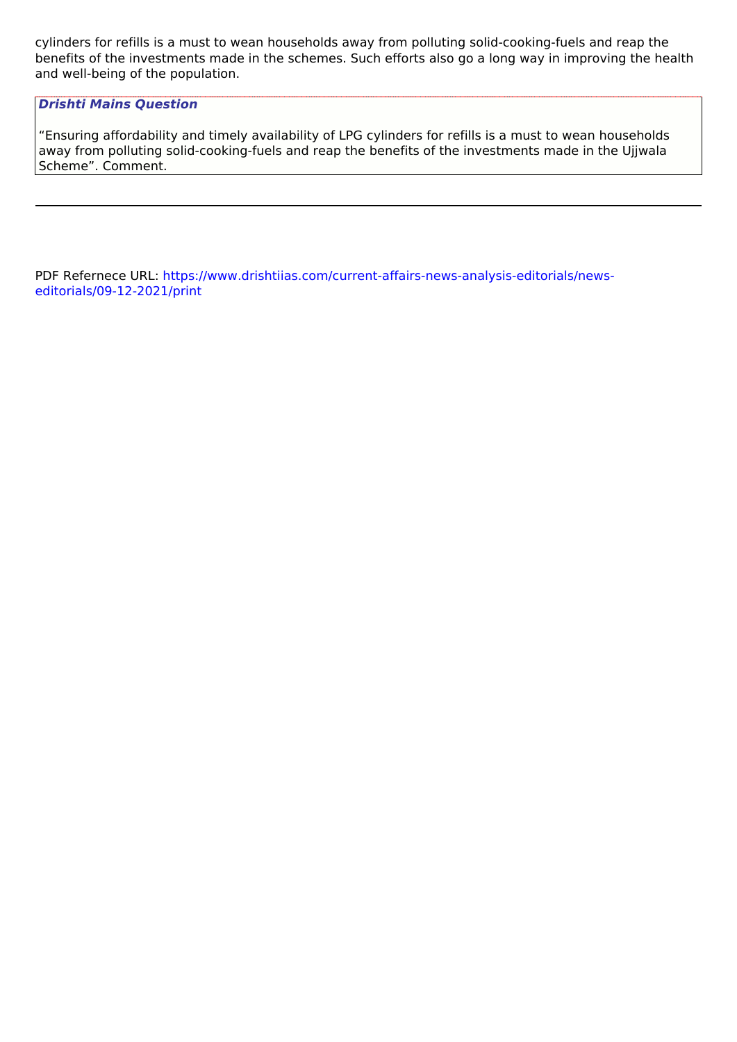cylinders for refills is a must to wean households away from polluting solid-cooking-fuels and reap the benefits of the investments made in the schemes. Such efforts also go a long way in improving the health and well-being of the population.

***Drishti Mains Question***

"Ensuring affordability and timely availability of LPG cylinders for refills is a must to wean households away from polluting solid-cooking-fuels and reap the benefits of the investments made in the Ujjwala Scheme". Comment.

---

PDF Refernece URL: https://www.drishtiias.com/current-affairs-news-analysis-editorials/news-editorials/09-12-2021/print